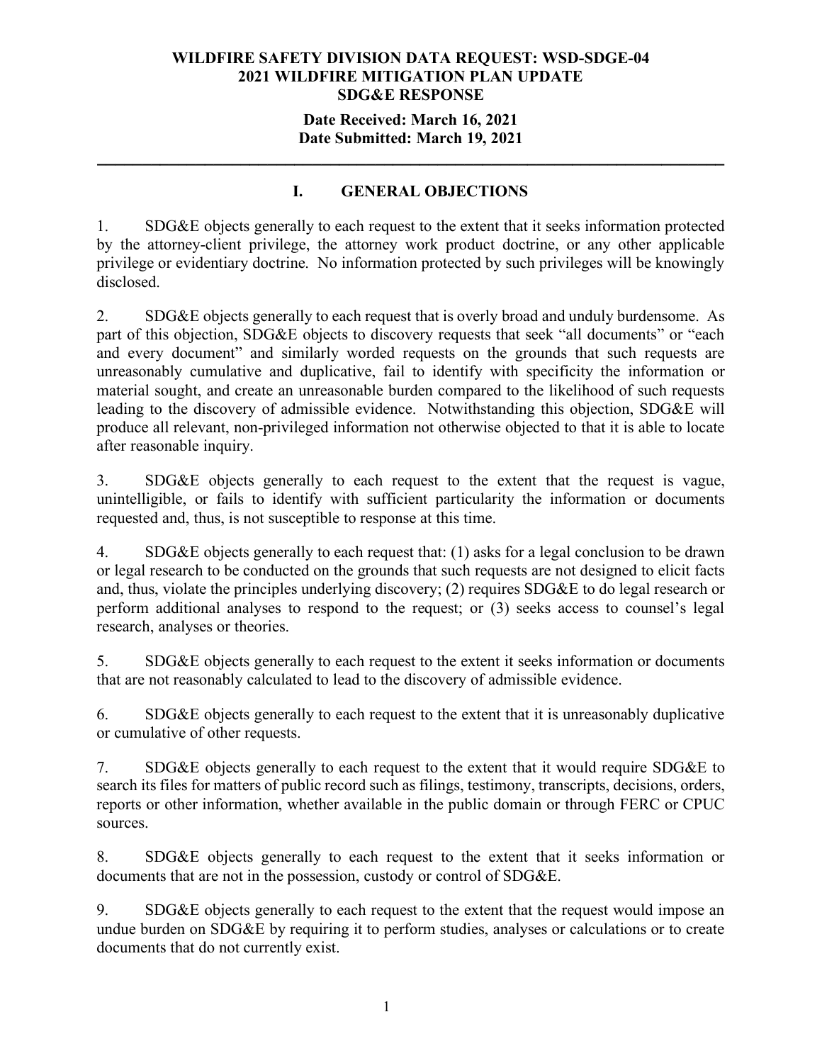**WILDFIRE SAFETY DIVISION DATA REQUEST: WSD-SDGE-04**
**2021 WILDFIRE MITIGATION PLAN UPDATE**
**SDG&E RESPONSE**

**Date Received: March 16, 2021**
**Date Submitted: March 19, 2021**

---

## I. GENERAL OBJECTIONS

1. SDG&E objects generally to each request to the extent that it seeks information protected by the attorney-client privilege, the attorney work product doctrine, or any other applicable privilege or evidentiary doctrine. No information protected by such privileges will be knowingly disclosed.

2. SDG&E objects generally to each request that is overly broad and unduly burdensome. As part of this objection, SDG&E objects to discovery requests that seek "all documents" or "each and every document" and similarly worded requests on the grounds that such requests are unreasonably cumulative and duplicative, fail to identify with specificity the information or material sought, and create an unreasonable burden compared to the likelihood of such requests leading to the discovery of admissible evidence. Notwithstanding this objection, SDG&E will produce all relevant, non-privileged information not otherwise objected to that it is able to locate after reasonable inquiry.

3. SDG&E objects generally to each request to the extent that the request is vague, unintelligible, or fails to identify with sufficient particularity the information or documents requested and, thus, is not susceptible to response at this time.

4. SDG&E objects generally to each request that: (1) asks for a legal conclusion to be drawn or legal research to be conducted on the grounds that such requests are not designed to elicit facts and, thus, violate the principles underlying discovery; (2) requires SDG&E to do legal research or perform additional analyses to respond to the request; or (3) seeks access to counsel's legal research, analyses or theories.

5. SDG&E objects generally to each request to the extent it seeks information or documents that are not reasonably calculated to lead to the discovery of admissible evidence.

6. SDG&E objects generally to each request to the extent that it is unreasonably duplicative or cumulative of other requests.

7. SDG&E objects generally to each request to the extent that it would require SDG&E to search its files for matters of public record such as filings, testimony, transcripts, decisions, orders, reports or other information, whether available in the public domain or through FERC or CPUC sources.

8. SDG&E objects generally to each request to the extent that it seeks information or documents that are not in the possession, custody or control of SDG&E.

9. SDG&E objects generally to each request to the extent that the request would impose an undue burden on SDG&E by requiring it to perform studies, analyses or calculations or to create documents that do not currently exist.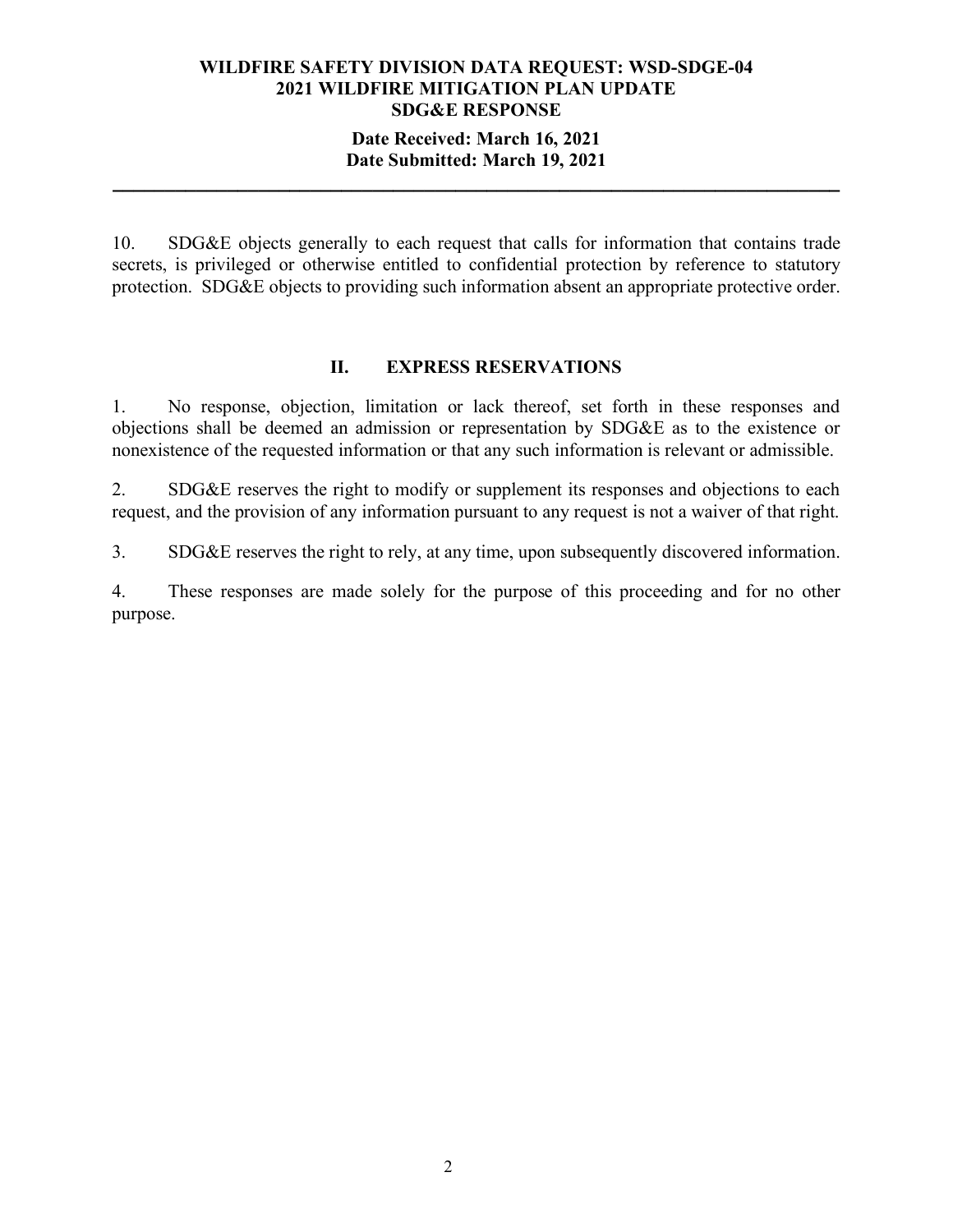10. SDG&E objects generally to each request that calls for information that contains trade secrets, is privileged or otherwise entitled to confidential protection by reference to statutory protection. SDG&E objects to providing such information absent an appropriate protective order.

## II. EXPRESS RESERVATIONS

1. No response, objection, limitation or lack thereof, set forth in these responses and objections shall be deemed an admission or representation by SDG&E as to the existence or nonexistence of the requested information or that any such information is relevant or admissible.

2. SDG&E reserves the right to modify or supplement its responses and objections to each request, and the provision of any information pursuant to any request is not a waiver of that right.

3. SDG&E reserves the right to rely, at any time, upon subsequently discovered information.

4. These responses are made solely for the purpose of this proceeding and for no other purpose.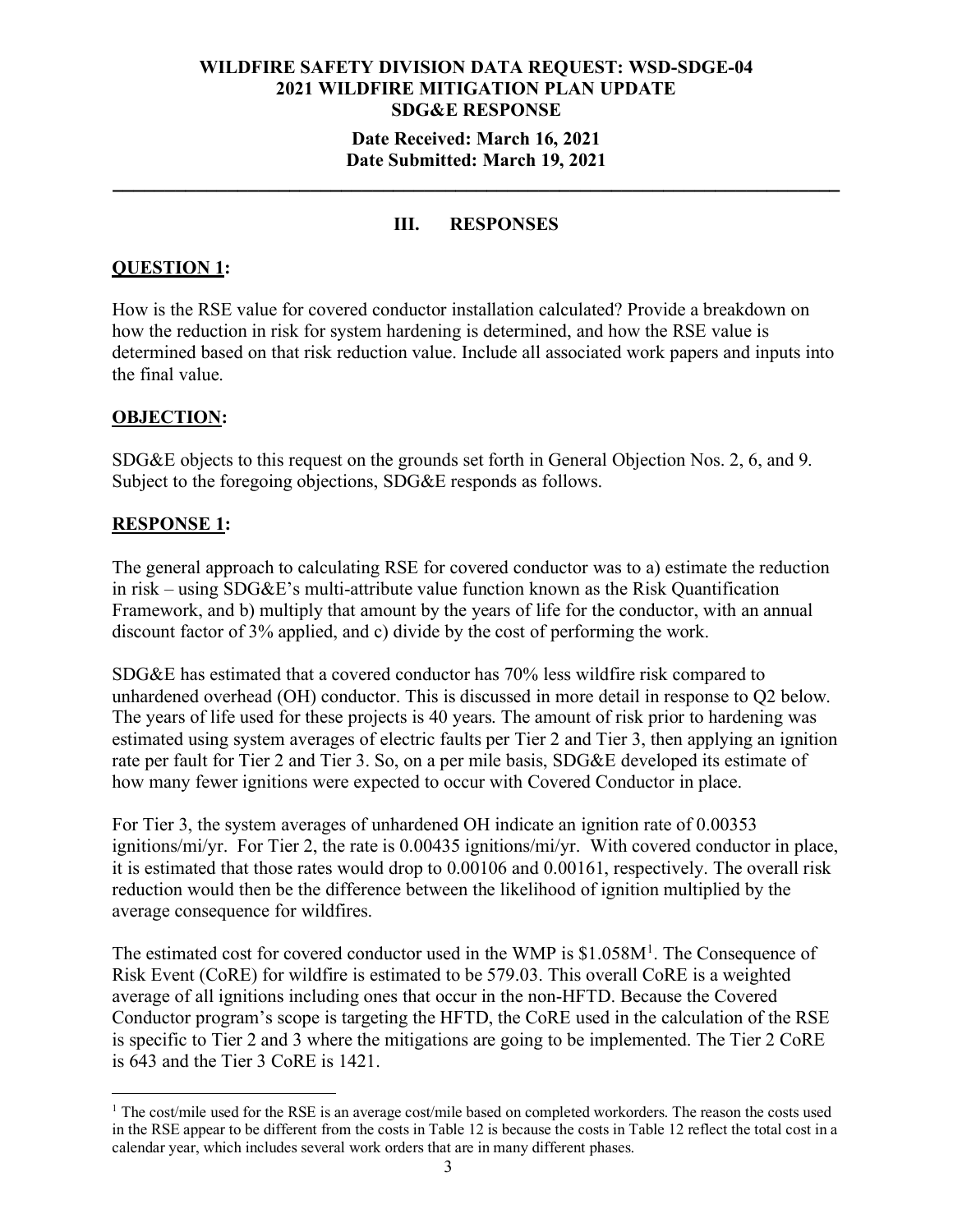**WILDFIRE SAFETY DIVISION DATA REQUEST: WSD-SDGE-04**
**2021 WILDFIRE MITIGATION PLAN UPDATE**
**SDG&E RESPONSE**

**Date Received: March 16, 2021**
**Date Submitted: March 19, 2021**

---

## III. RESPONSES

**QUESTION 1:**

How is the RSE value for covered conductor installation calculated? Provide a breakdown on how the reduction in risk for system hardening is determined, and how the RSE value is determined based on that risk reduction value. Include all associated work papers and inputs into the final value.

**OBJECTION:**

SDG&E objects to this request on the grounds set forth in General Objection Nos. 2, 6, and 9. Subject to the foregoing objections, SDG&E responds as follows.

**RESPONSE 1:**

The general approach to calculating RSE for covered conductor was to a) estimate the reduction in risk – using SDG&E's multi-attribute value function known as the Risk Quantification Framework, and b) multiply that amount by the years of life for the conductor, with an annual discount factor of 3% applied, and c) divide by the cost of performing the work.

SDG&E has estimated that a covered conductor has 70% less wildfire risk compared to unhardened overhead (OH) conductor. This is discussed in more detail in response to Q2 below. The years of life used for these projects is 40 years. The amount of risk prior to hardening was estimated using system averages of electric faults per Tier 2 and Tier 3, then applying an ignition rate per fault for Tier 2 and Tier 3. So, on a per mile basis, SDG&E developed its estimate of how many fewer ignitions were expected to occur with Covered Conductor in place.

For Tier 3, the system averages of unhardened OH indicate an ignition rate of 0.00353 ignitions/mi/yr. For Tier 2, the rate is 0.00435 ignitions/mi/yr. With covered conductor in place, it is estimated that those rates would drop to 0.00106 and 0.00161, respectively. The overall risk reduction would then be the difference between the likelihood of ignition multiplied by the average consequence for wildfires.

The estimated cost for covered conductor used in the WMP is $1.058M[1]. The Consequence of Risk Event (CoRE) for wildfire is estimated to be 579.03. This overall CoRE is a weighted average of all ignitions including ones that occur in the non-HFTD. Because the Covered Conductor program's scope is targeting the HFTD, the CoRE used in the calculation of the RSE is specific to Tier 2 and 3 where the mitigations are going to be implemented. The Tier 2 CoRE is 643 and the Tier 3 CoRE is 1421.

---

[1] The cost/mile used for the RSE is an average cost/mile based on completed workorders. The reason the costs used in the RSE appear to be different from the costs in Table 12 is because the costs in Table 12 reflect the total cost in a calendar year, which includes several work orders that are in many different phases.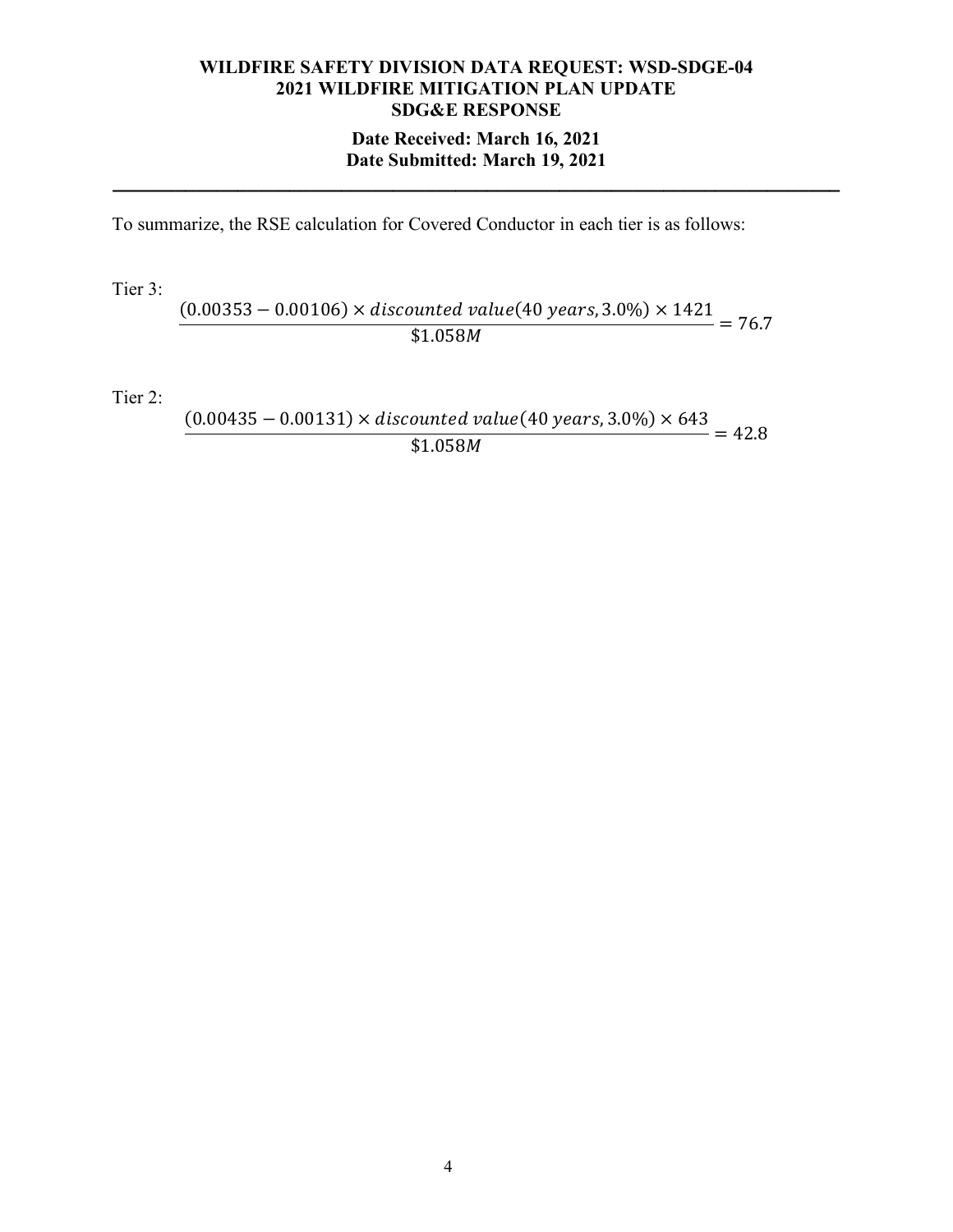To summarize, the RSE calculation for Covered Conductor in each tier is as follows:

Tier 3:

$$\frac{(0.00353 - 0.00106) \times discounted\ value(40\ years, 3.0\%) \times 1421}{\$1.058M} = 76.7$$

Tier 2:

$$\frac{(0.00435 - 0.00131) \times discounted\ value(40\ years, 3.0\%) \times 643}{\$1.058M} = 42.8$$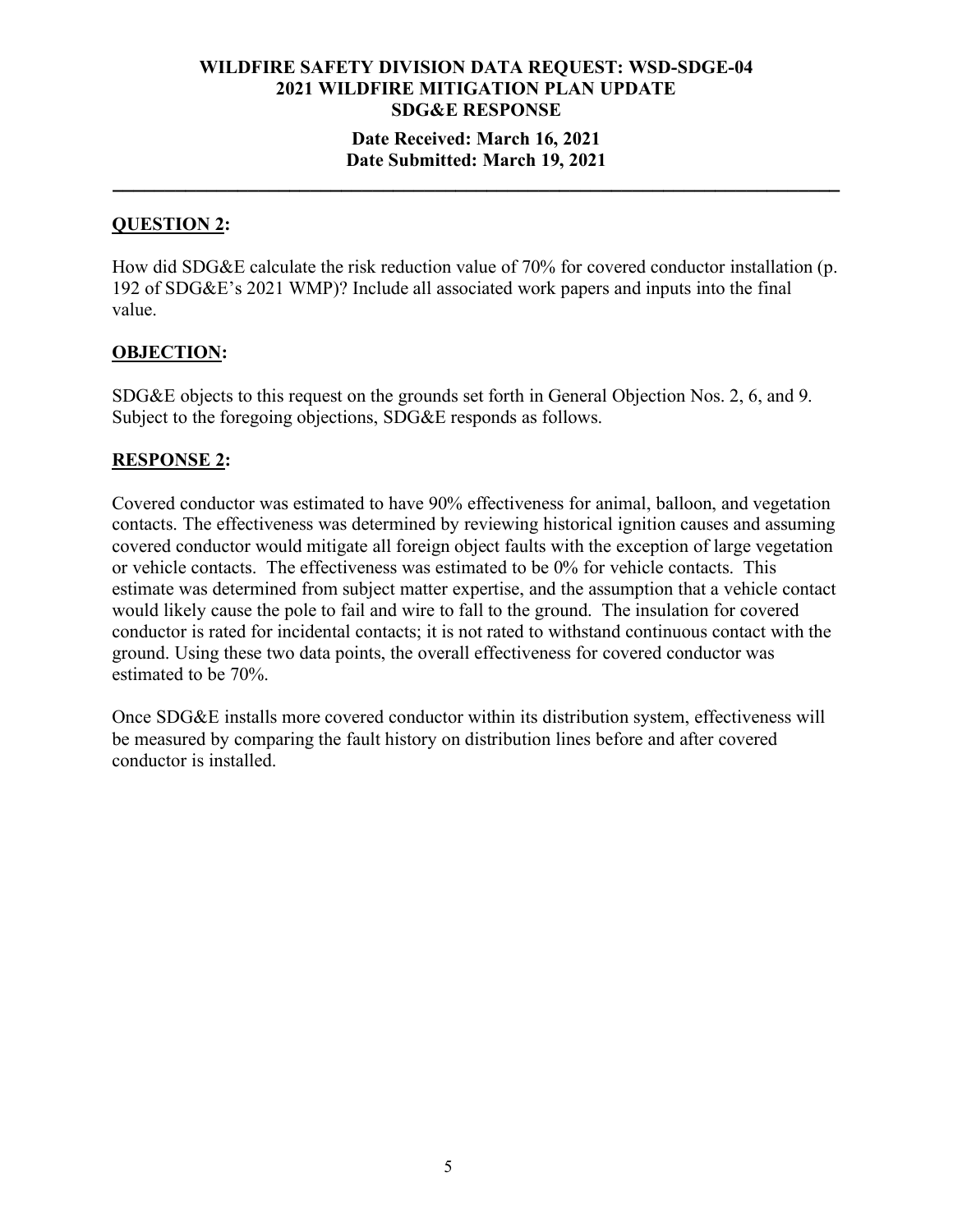**WILDFIRE SAFETY DIVISION DATA REQUEST: WSD-SDGE-04**
**2021 WILDFIRE MITIGATION PLAN UPDATE**
**SDG&E RESPONSE**

**Date Received: March 16, 2021**
**Date Submitted: March 19, 2021**

---

## QUESTION 2:

How did SDG&E calculate the risk reduction value of 70% for covered conductor installation (p. 192 of SDG&E's 2021 WMP)? Include all associated work papers and inputs into the final value.

## OBJECTION:

SDG&E objects to this request on the grounds set forth in General Objection Nos. 2, 6, and 9. Subject to the foregoing objections, SDG&E responds as follows.

## RESPONSE 2:

Covered conductor was estimated to have 90% effectiveness for animal, balloon, and vegetation contacts. The effectiveness was determined by reviewing historical ignition causes and assuming covered conductor would mitigate all foreign object faults with the exception of large vegetation or vehicle contacts. The effectiveness was estimated to be 0% for vehicle contacts. This estimate was determined from subject matter expertise, and the assumption that a vehicle contact would likely cause the pole to fail and wire to fall to the ground. The insulation for covered conductor is rated for incidental contacts; it is not rated to withstand continuous contact with the ground. Using these two data points, the overall effectiveness for covered conductor was estimated to be 70%.

Once SDG&E installs more covered conductor within its distribution system, effectiveness will be measured by comparing the fault history on distribution lines before and after covered conductor is installed.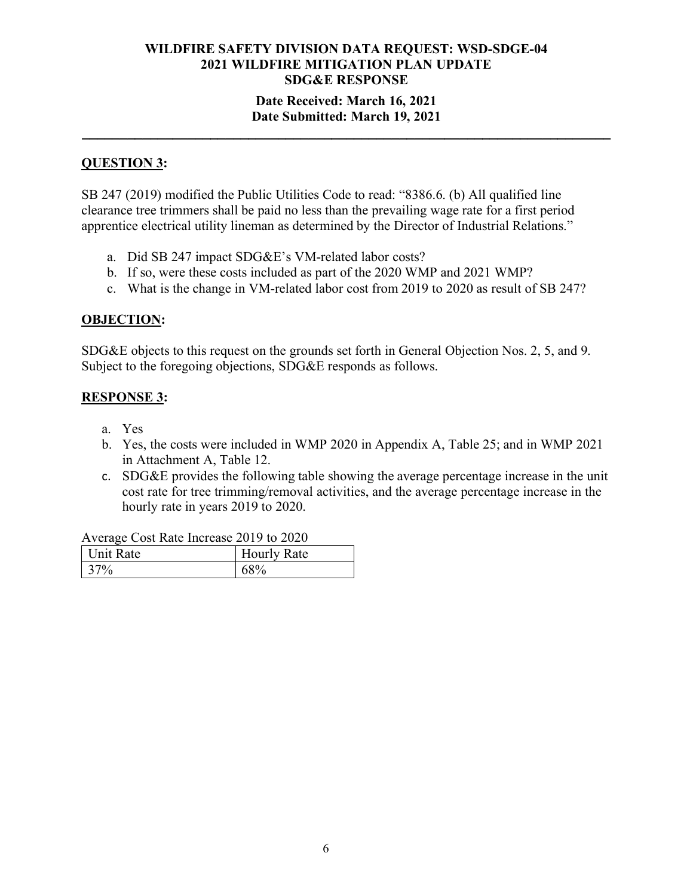**WILDFIRE SAFETY DIVISION DATA REQUEST: WSD-SDGE-04**
**2021 WILDFIRE MITIGATION PLAN UPDATE**
**SDG&E RESPONSE**

**Date Received: March 16, 2021**
**Date Submitted: March 19, 2021**

---

## QUESTION 3:

SB 247 (2019) modified the Public Utilities Code to read: "8386.6. (b) All qualified line clearance tree trimmers shall be paid no less than the prevailing wage rate for a first period apprentice electrical utility lineman as determined by the Director of Industrial Relations."

a. Did SB 247 impact SDG&E's VM-related labor costs?
b. If so, were these costs included as part of the 2020 WMP and 2021 WMP?
c. What is the change in VM-related labor cost from 2019 to 2020 as result of SB 247?

## OBJECTION:

SDG&E objects to this request on the grounds set forth in General Objection Nos. 2, 5, and 9. Subject to the foregoing objections, SDG&E responds as follows.

## RESPONSE 3:

a. Yes
b. Yes, the costs were included in WMP 2020 in Appendix A, Table 25; and in WMP 2021 in Attachment A, Table 12.
c. SDG&E provides the following table showing the average percentage increase in the unit cost rate for tree trimming/removal activities, and the average percentage increase in the hourly rate in years 2019 to 2020.

Average Cost Rate Increase 2019 to 2020

| Unit Rate | Hourly Rate |
|---|---|
| 37% | 68% |